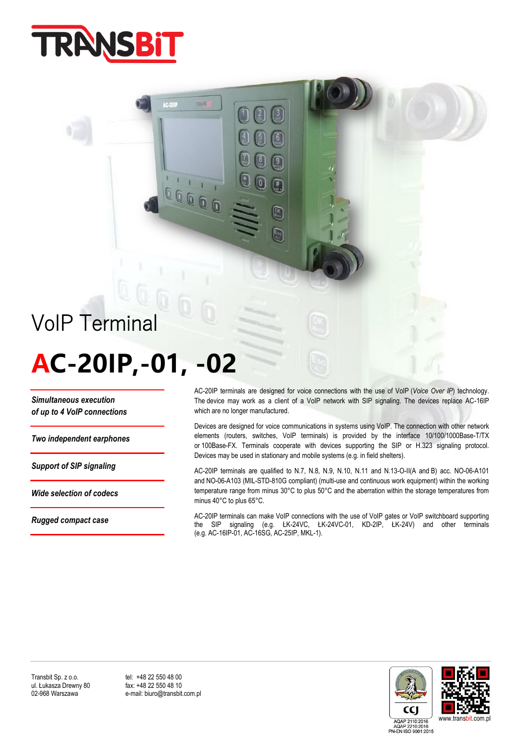# VoIP Terminal

# AC-20IP,-01, -02

*Simultaneous execution of up to 4 VoIP connections*

*Two independent earphones*

*Support of SIP signaling*

*Wide selection of codecs*

*Rugged compact case*

AC-20IP terminals are designed for voice connections with the use of VoIP (*Voice Over IP*) technology. The device may work as a client of a VoIP network with SIP signaling. The devices replace AC-16IP which are no longer manufactured.

Devices are designed for voice communications in systems using VoIP. The connection with other network elements (routers, switches, VoIP terminals) is provided by the interface 10/100/1000Base-T/TX or 100Base-FX. Terminals cooperate with devices supporting the SIP or H.323 signaling protocol. Devices may be used in stationary and mobile systems (e.g. in field shelters).

AC-20IP terminals are qualified to N.7, N.8, N.9, N.10, N.11 and N.13-O-II(A and B) acc. NO-06-A101 and NO-06-A103 (MIL-STD-810G compliant) (multi-use and continuous work equipment) within the working temperature range from minus 30°C to plus 50°C and the aberration within the storage temperatures from minus 40°C to plus 65°C.

AC-20IP terminals can make VoIP connections with the use of VoIP gates or VoIP switchboard supporting the SIP signaling (e.g. ŁK-24VC, ŁK-24VC-01, KD-2IP, ŁK-24V) and other terminals (e.g. AC-16IP-01, AC-16SG, AC-25IP, MKL-1).

Transbit Sp. z o.o.
ul. Łukasza Drewny 80
02-968 Warszawa

tel: +48 22 550 48 00
fax: +48 22 550 48 10
e-mail: biuro@transbit.com.pl

AQAP 2110:2016
AQAP 2210:2016
PN-EN ISO 9001:2015

www.transbit.com.pl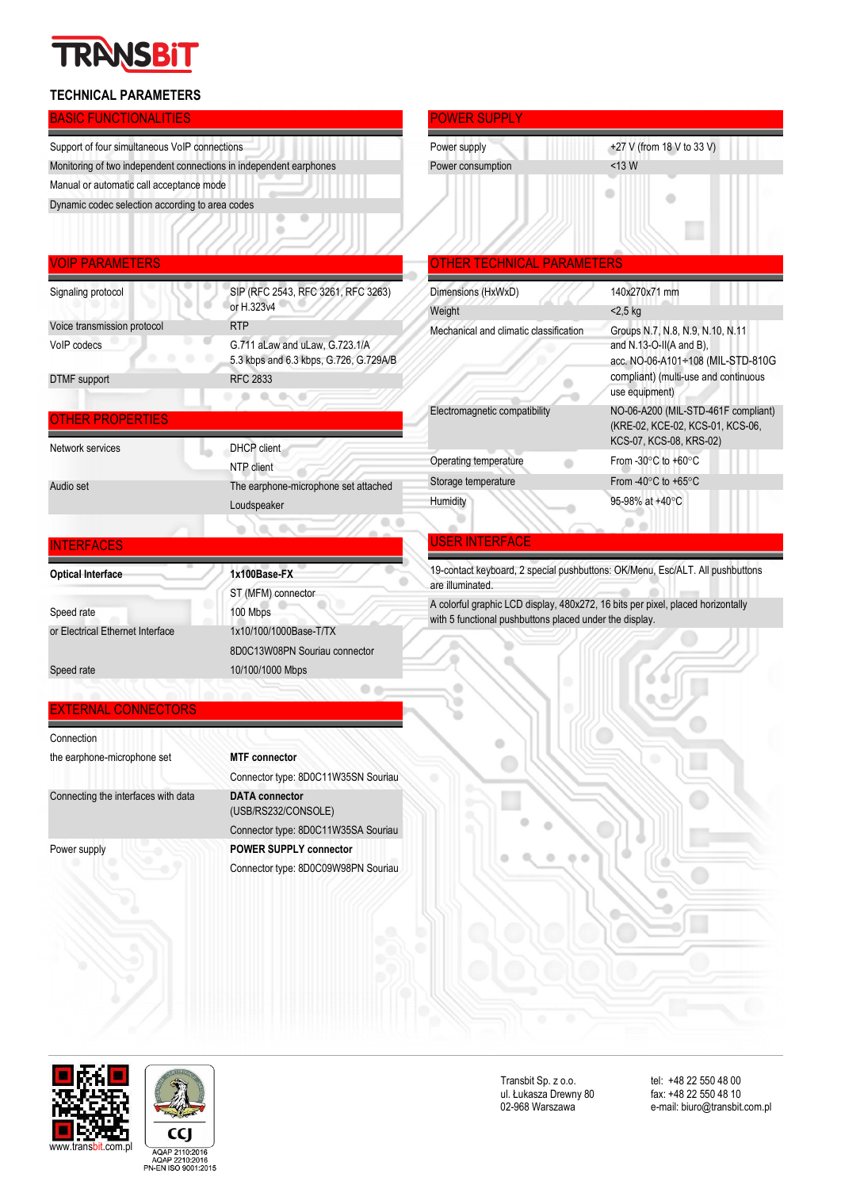TRANSBiT

# TECHNICAL PARAMETERS

## BASIC FUNCTIONALITIES

Support of four simultaneous VoIP connections

Monitoring of two independent connections in independent earphones

Manual or automatic call acceptance mode

Dynamic codec selection according to area codes

## VOIP PARAMETERS

| | |
|---|---|
| Signaling protocol | SIP (RFC 2543, RFC 3261, RFC 3263) or H.323v4 |
| Voice transmission protocol | RTP |
| VoIP codecs | G.711 aLaw and uLaw, G.723.1/A 5.3 kbps and 6.3 kbps, G.726, G.729A/B |
| DTMF support | RFC 2833 |

## OTHER PROPERTIES

| | |
|---|---|
| Network services | DHCP client |
| | NTP client |
| Audio set | The earphone-microphone set attached |
| | Loudspeaker |

## INTERFACES

| | |
|---|---|
| **Optical Interface** | **1x100Base-FX** |
| | ST (MFM) connector |
| Speed rate | 100 Mbps |
| or Electrical Ethernet Interface | 1x10/100/1000Base-T/TX |
| | 8D0C13W08PN Souriau connector |
| Speed rate | 10/100/1000 Mbps |

## EXTERNAL CONNECTORS

| | |
|---|---|
| Connection | |
| the earphone-microphone set | **MTF connector** |
| | Connector type: 8D0C11W35SN Souriau |
| Connecting the interfaces with data | **DATA connector** (USB/RS232/CONSOLE) |
| | Connector type: 8D0C11W35SA Souriau |
| Power supply | **POWER SUPPLY connector** |
| | Connector type: 8D0C09W98PN Souriau |

## POWER SUPPLY

| | |
|---|---|
| Power supply | +27 V (from 18 V to 33 V) |
| Power consumption | <13 W |

## OTHER TECHNICAL PARAMETERS

| | |
|---|---|
| Dimensions (HxWxD) | 140x270x71 mm |
| Weight | <2,5 kg |
| Mechanical and climatic classification | Groups N.7, N.8, N.9, N.10, N.11 and N.13-O-II(A and B), acc. NO-06-A101÷108 (MIL-STD-810G compliant) (multi-use and continuous use equipment) |
| Electromagnetic compatibility | NO-06-A200 (MIL-STD-461F compliant) (KRE-02, KCE-02, KCS-01, KCS-06, KCS-07, KCS-08, KRS-02) |
| Operating temperature | From -30°C to +60°C |
| Storage temperature | From -40°C to +65°C |
| Humidity | 95-98% at +40°C |

## USER INTERFACE

19-contact keyboard, 2 special pushbuttons: OK/Menu, Esc/ALT. All pushbuttons are illuminated.

A colorful graphic LCD display, 480x272, 16 bits per pixel, placed horizontally with 5 functional pushbuttons placed under the display.

www.transbit.com.pl

CCJ
AQAP 2110:2016
AQAP 2210:2016
PN-EN ISO 9001:2015

Transbit Sp. z o.o.
ul. Łukasza Drewny 80
02-968 Warszawa

tel: +48 22 550 48 00
fax: +48 22 550 48 10
e-mail: biuro@transbit.com.pl